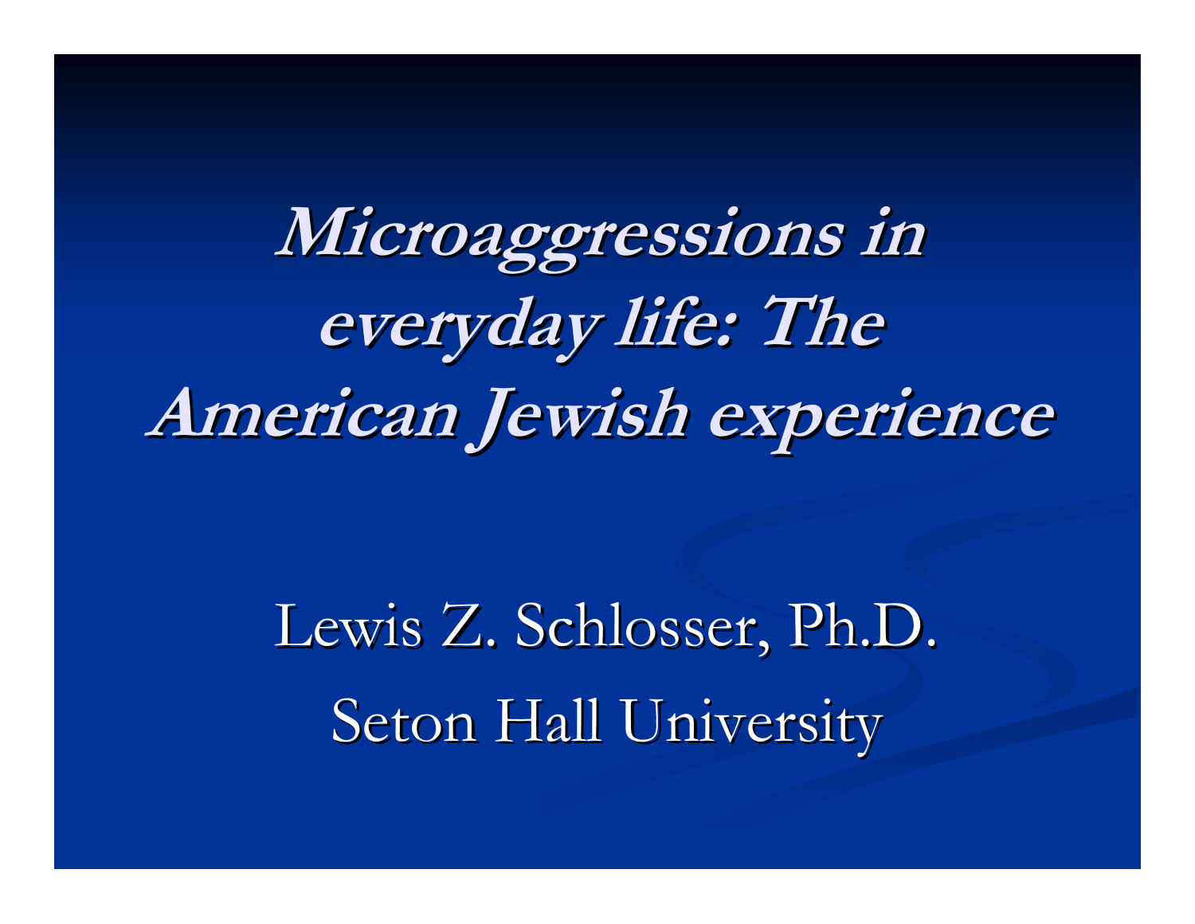# *Microaggressions in everyday life: The American Jewish experience*

Lewis Z. Schlosser, Ph.D.

Seton Hall University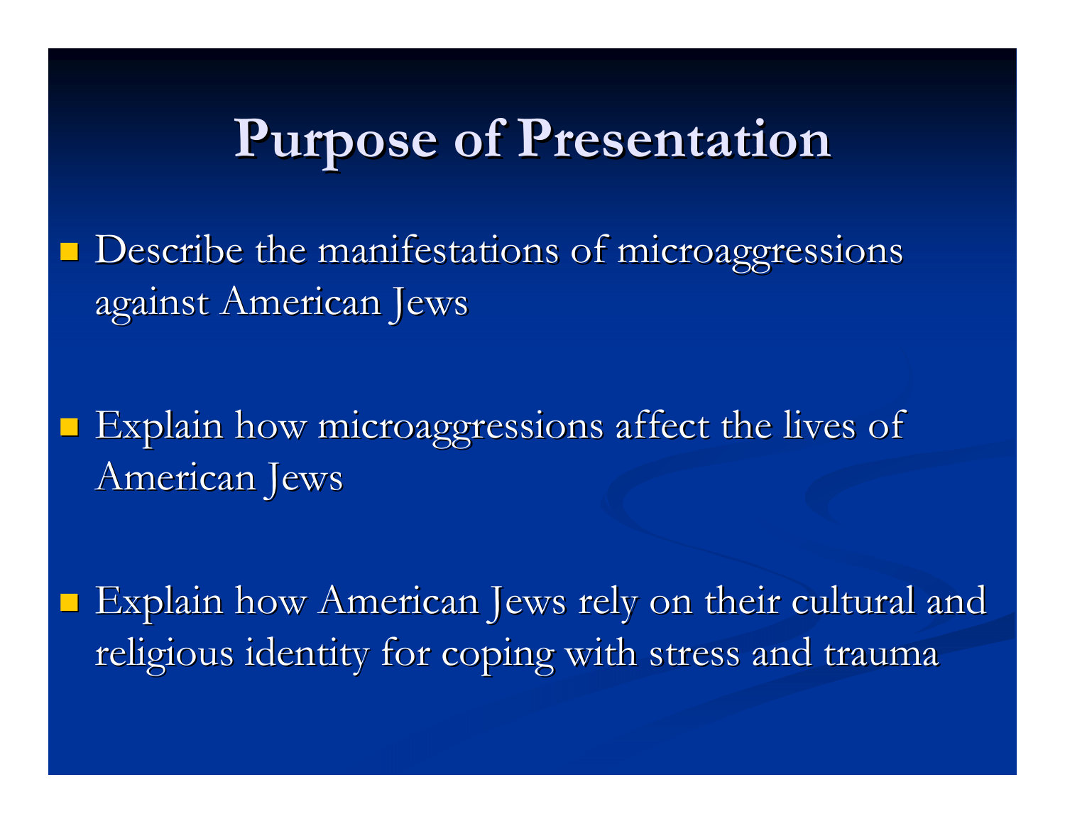# Purpose of Presentation

- Describe the manifestations of microaggressions against American Jews
- Explain how microaggressions affect the lives of American Jews
- Explain how American Jews rely on their cultural and religious identity for coping with stress and trauma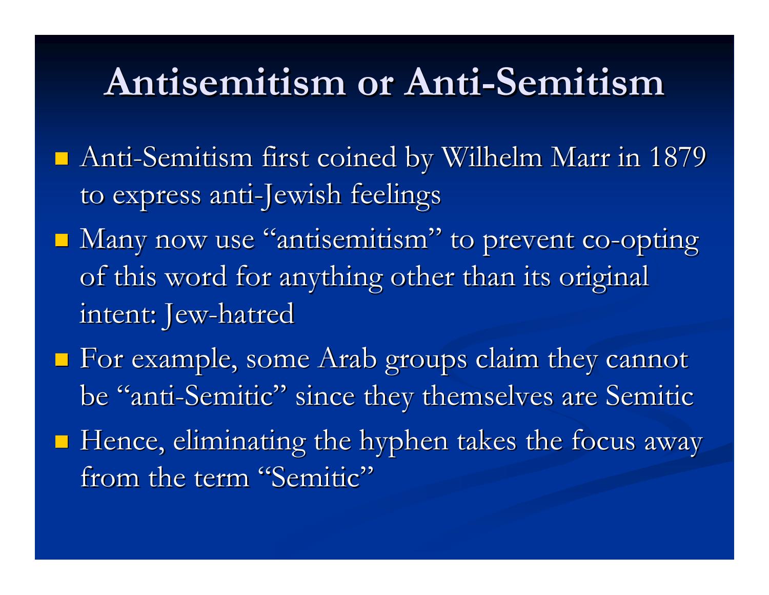# Antisemitism or Anti-Semitism

- Anti-Semitism first coined by Wilhelm Marr in 1879 to express anti-Jewish feelings
- Many now use "antisemitism" to prevent co-opting of this word for anything other than its original intent: Jew-hatred
- For example, some Arab groups claim they cannot be "anti-Semitic" since they themselves are Semitic
- Hence, eliminating the hyphen takes the focus away from the term "Semitic"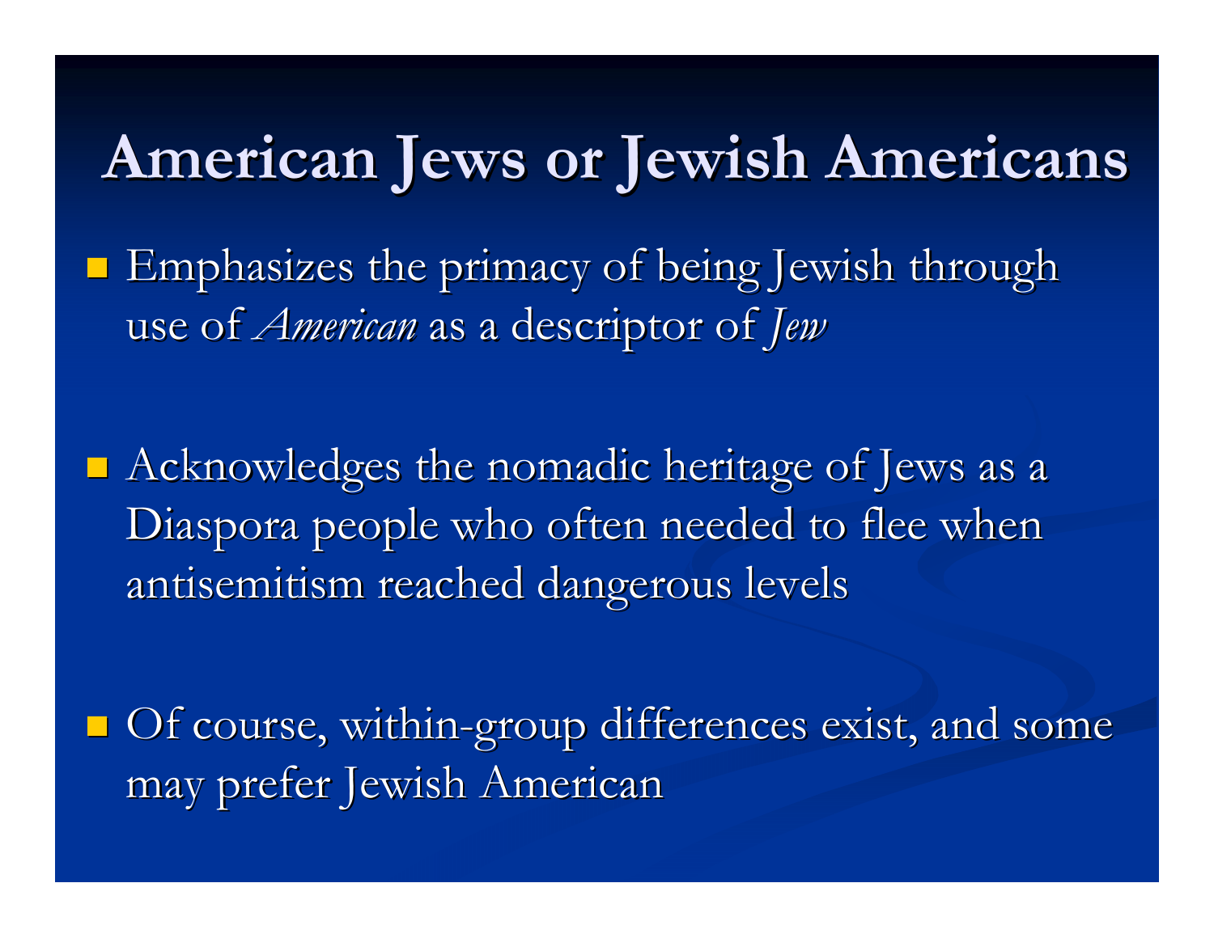# American Jews or Jewish Americans

- Emphasizes the primacy of being Jewish through use of *American* as a descriptor of *Jew*

- Acknowledges the nomadic heritage of Jews as a Diaspora people who often needed to flee when antisemitism reached dangerous levels

- Of course, within-group differences exist, and some may prefer Jewish American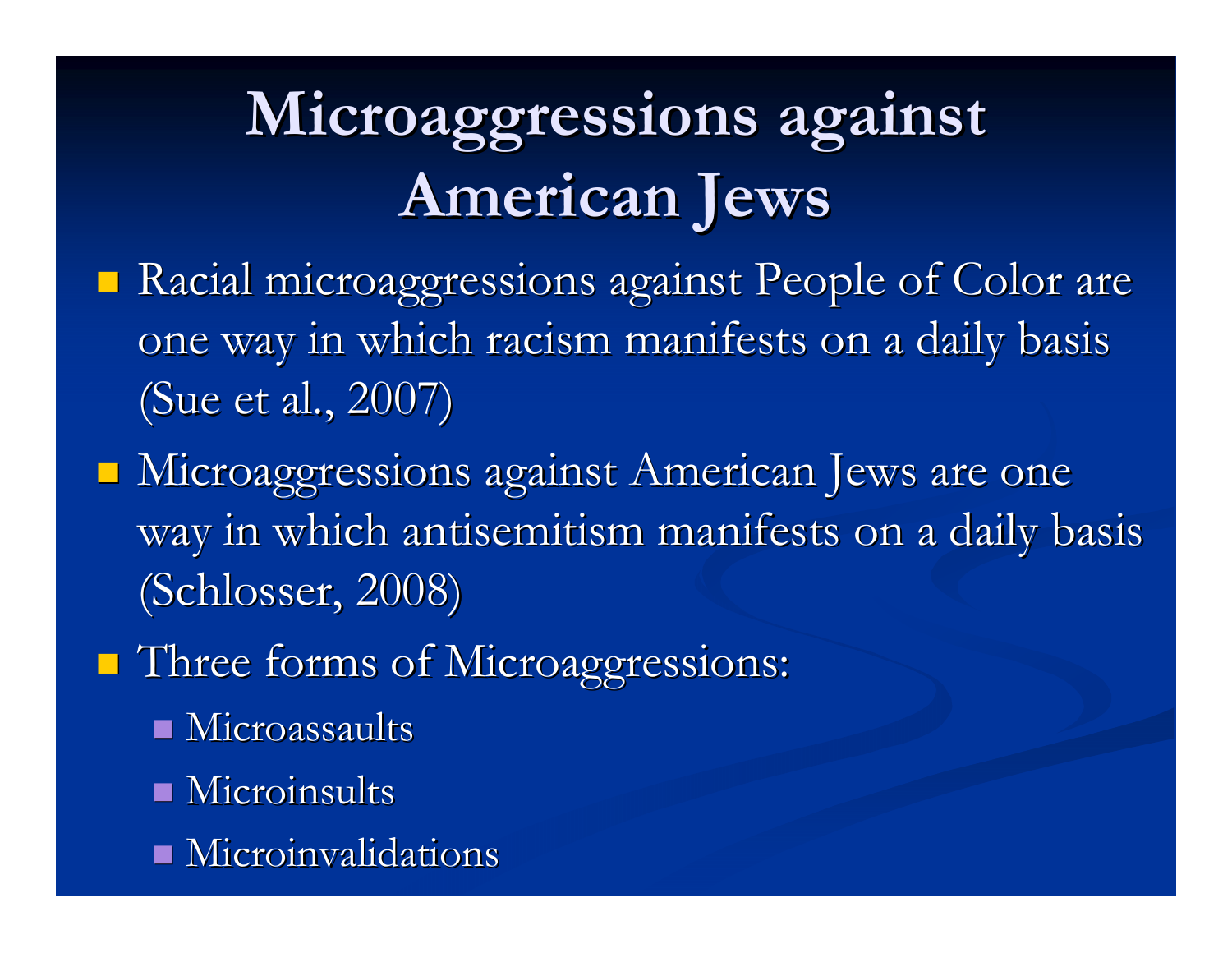# Microaggressions against American Jews

- Racial microaggressions against People of Color are one way in which racism manifests on a daily basis (Sue et al., 2007)
- Microaggressions against American Jews are one way in which antisemitism manifests on a daily basis (Schlosser, 2008)
- Three forms of Microaggressions:
  - Microassaults
  - Microinsults
  - Microinvalidations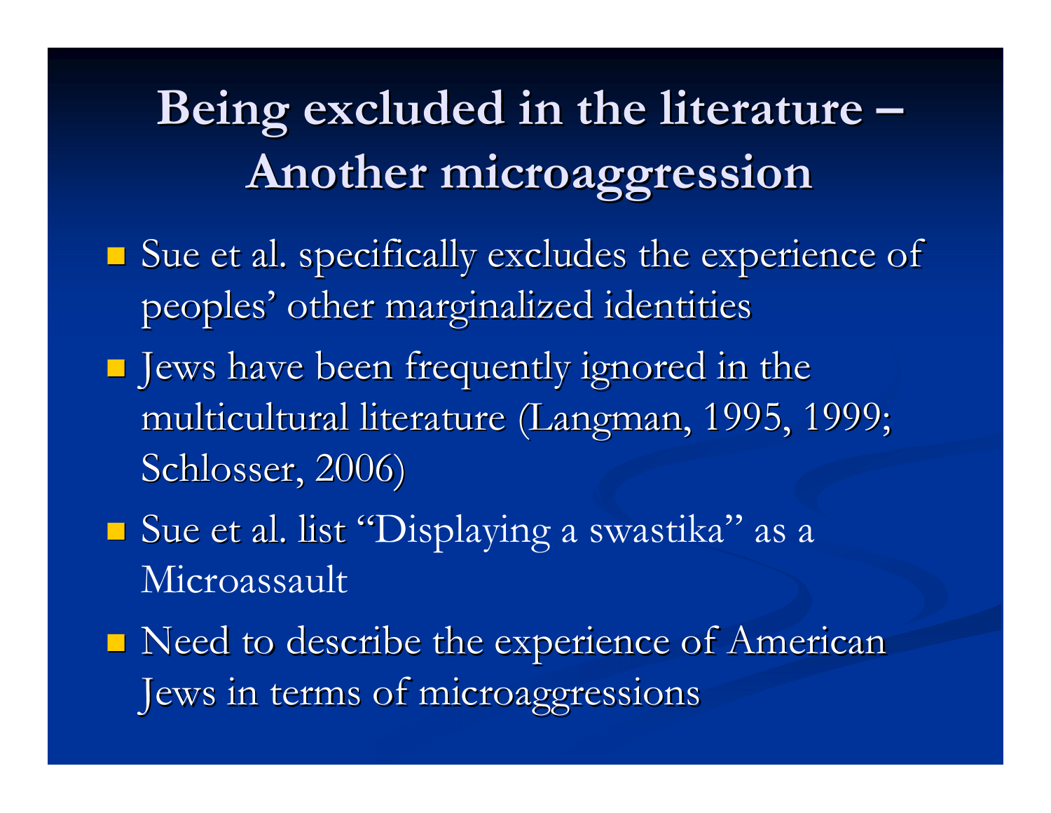# Being excluded in the literature – Another microaggression

- Sue et al. specifically excludes the experience of peoples' other marginalized identities
- Jews have been frequently ignored in the multicultural literature (Langman, 1995, 1999; Schlosser, 2006)
- Sue et al. list "Displaying a swastika" as a Microassault
- Need to describe the experience of American Jews in terms of microaggressions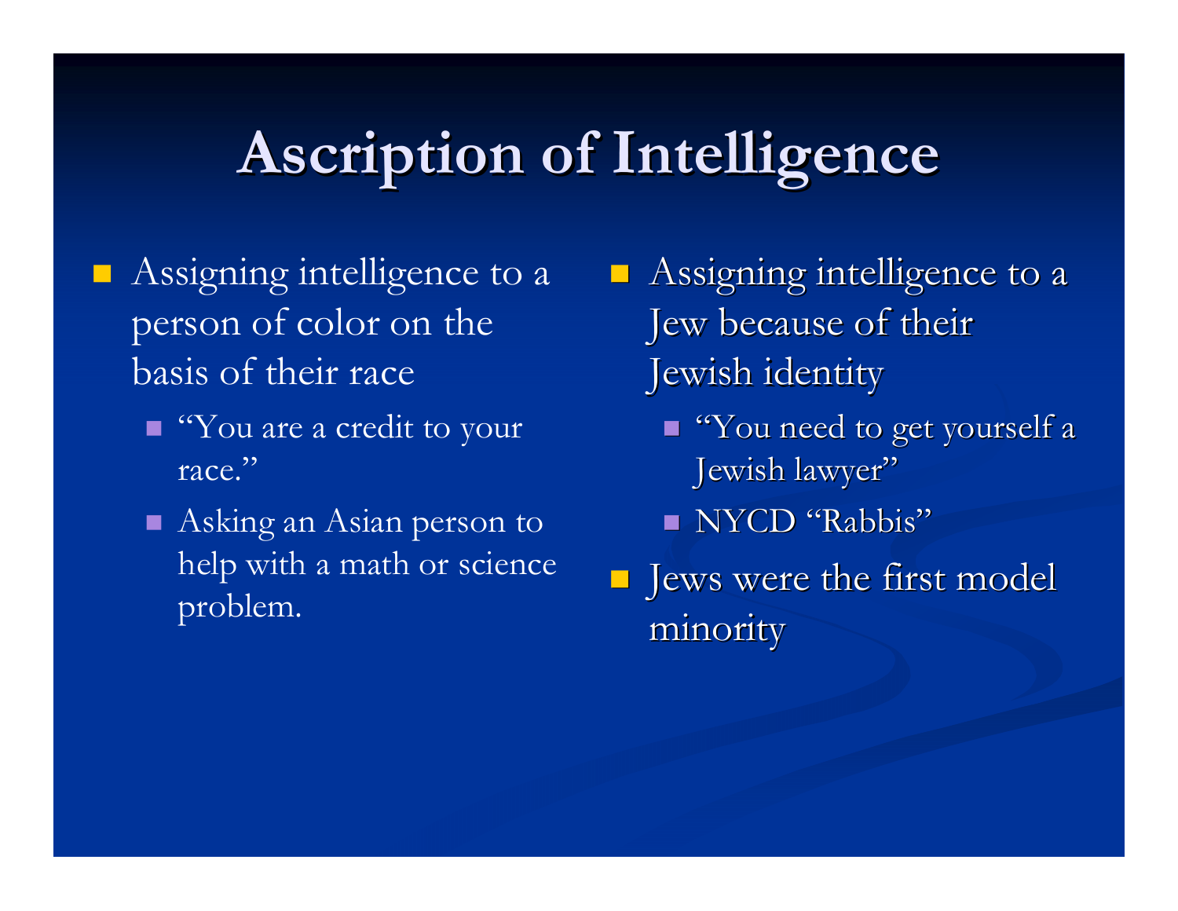# Ascription of Intelligence

- Assigning intelligence to a person of color on the basis of their race
  - "You are a credit to your race."
  - Asking an Asian person to help with a math or science problem.

- Assigning intelligence to a Jew because of their Jewish identity
  - "You need to get yourself a Jewish lawyer"
  - NYCD "Rabbis"
- Jews were the first model minority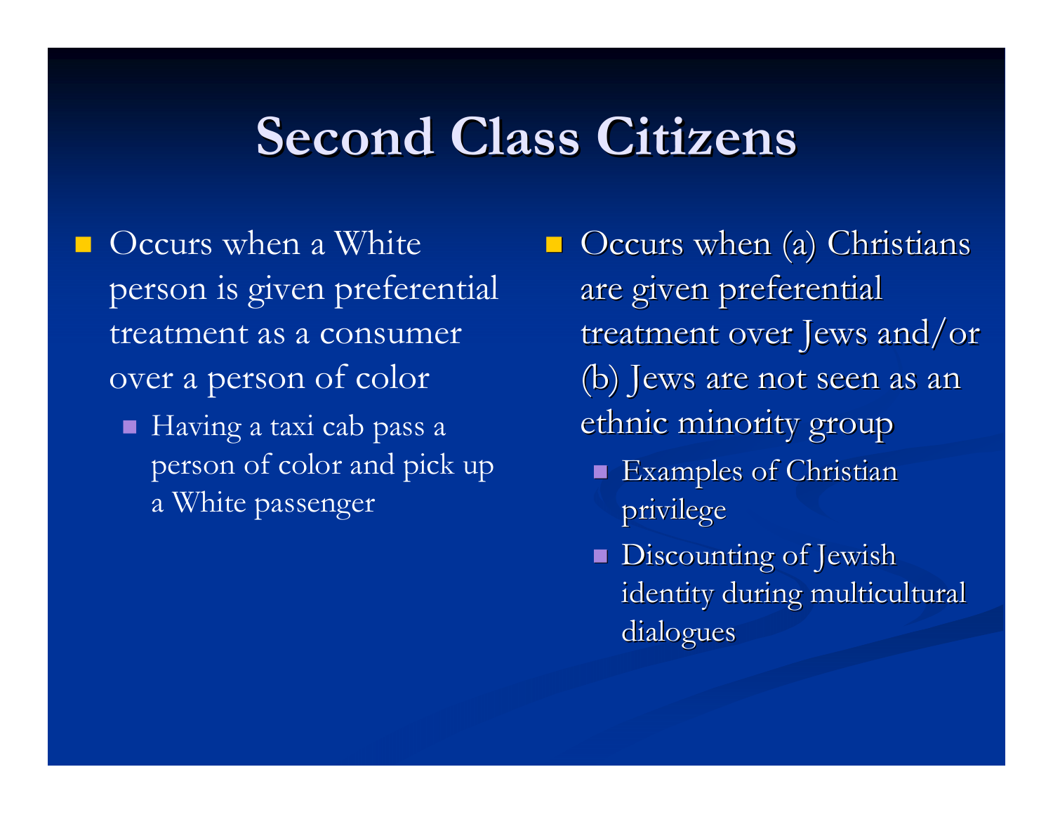# Second Class Citizens

- Occurs when a White person is given preferential treatment as a consumer over a person of color
  - Having a taxi cab pass a person of color and pick up a White passenger

- Occurs when (a) Christians are given preferential treatment over Jews and/or (b) Jews are not seen as an ethnic minority group
  - Examples of Christian privilege
  - Discounting of Jewish identity during multicultural dialogues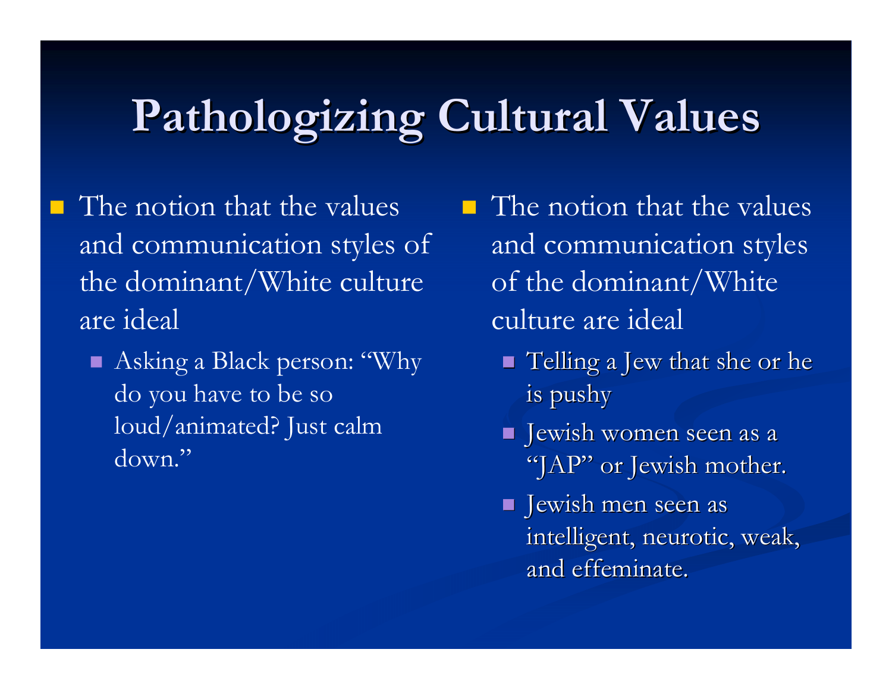# Pathologizing Cultural Values

- The notion that the values and communication styles of the dominant/White culture are ideal
  - Asking a Black person: "Why do you have to be so loud/animated? Just calm down."

- The notion that the values and communication styles of the dominant/White culture are ideal
  - Telling a Jew that she or he is pushy
  - Jewish women seen as a "JAP" or Jewish mother.
  - Jewish men seen as intelligent, neurotic, weak, and effeminate.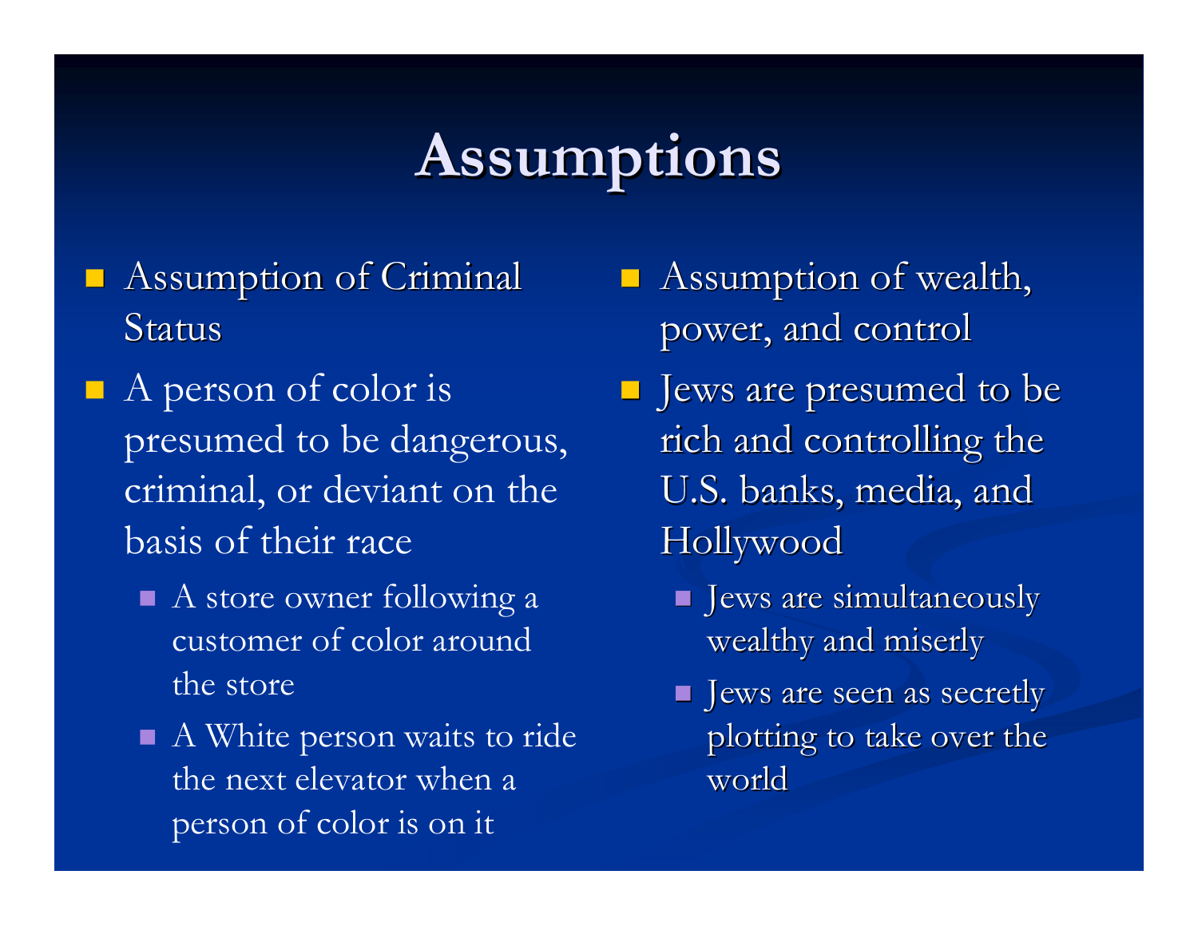# Assumptions

- Assumption of Criminal Status
- A person of color is presumed to be dangerous, criminal, or deviant on the basis of their race
  - A store owner following a customer of color around the store
  - A White person waits to ride the next elevator when a person of color is on it

- Assumption of wealth, power, and control
- Jews are presumed to be rich and controlling the U.S. banks, media, and Hollywood
  - Jews are simultaneously wealthy and miserly
  - Jews are seen as secretly plotting to take over the world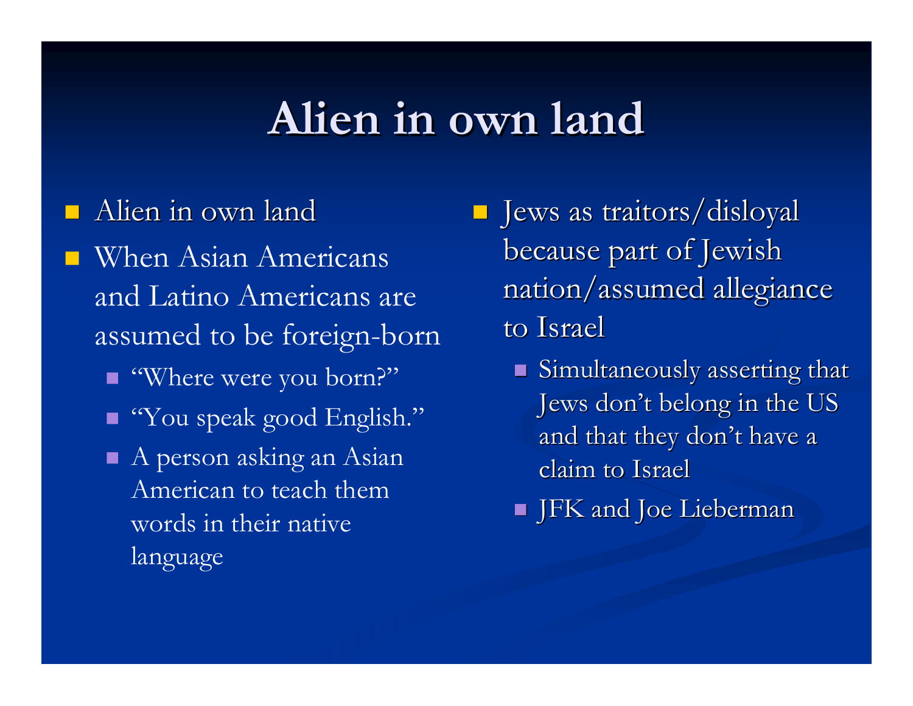# Alien in own land

- Alien in own land
- When Asian Americans and Latino Americans are assumed to be foreign-born
  - "Where were you born?"
  - "You speak good English."
  - A person asking an Asian American to teach them words in their native language
- Jews as traitors/disloyal because part of Jewish nation/assumed allegiance to Israel
  - Simultaneously asserting that Jews don't belong in the US and that they don't have a claim to Israel
  - JFK and Joe Lieberman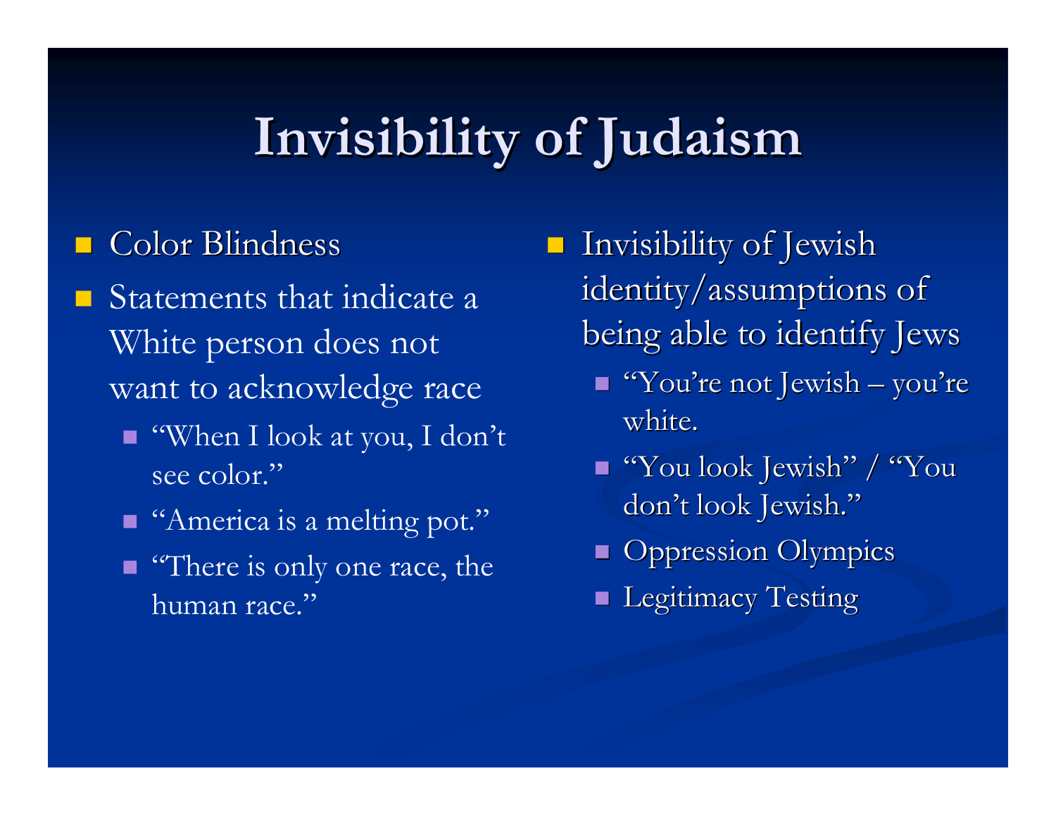# Invisibility of Judaism

- Color Blindness
- Statements that indicate a White person does not want to acknowledge race
  - "When I look at you, I don't see color."
  - "America is a melting pot."
  - "There is only one race, the human race."

- Invisibility of Jewish identity/assumptions of being able to identify Jews
  - "You're not Jewish – you're white.
  - "You look Jewish" / "You don't look Jewish."
  - Oppression Olympics
  - Legitimacy Testing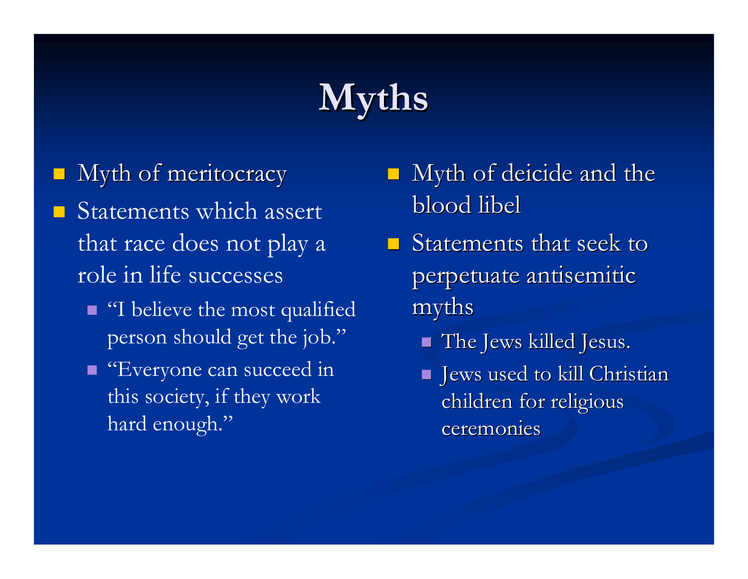# Myths

- Myth of meritocracy
- Statements which assert that race does not play a role in life successes
  - "I believe the most qualified person should get the job."
  - "Everyone can succeed in this society, if they work hard enough."

- Myth of deicide and the blood libel
- Statements that seek to perpetuate antisemitic myths
  - The Jews killed Jesus.
  - Jews used to kill Christian children for religious ceremonies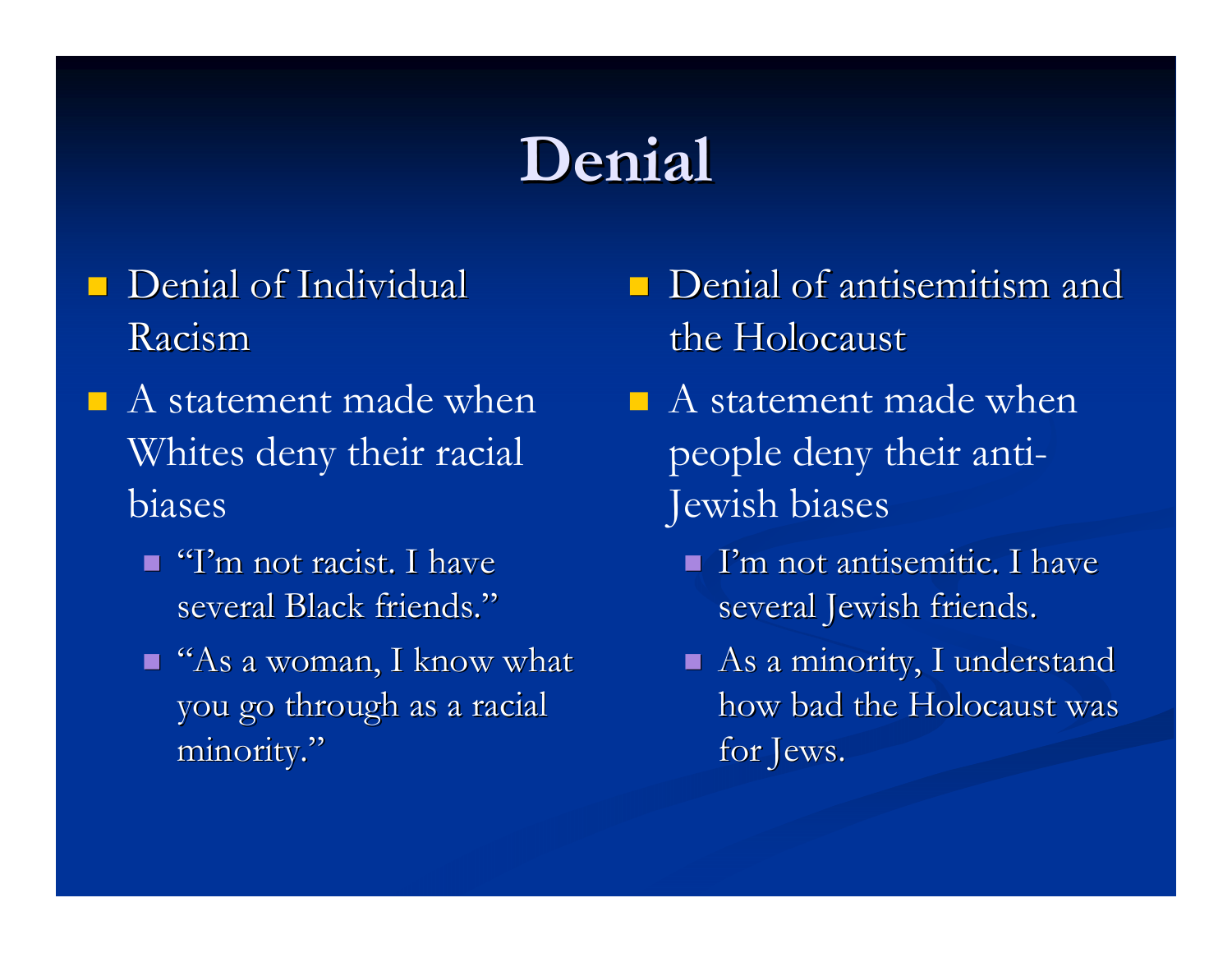# Denial

- Denial of Individual Racism
- A statement made when Whites deny their racial biases
  - "I'm not racist. I have several Black friends."
  - "As a woman, I know what you go through as a racial minority."

- Denial of antisemitism and the Holocaust
- A statement made when people deny their anti-Jewish biases
  - I'm not antisemitic. I have several Jewish friends.
  - As a minority, I understand how bad the Holocaust was for Jews.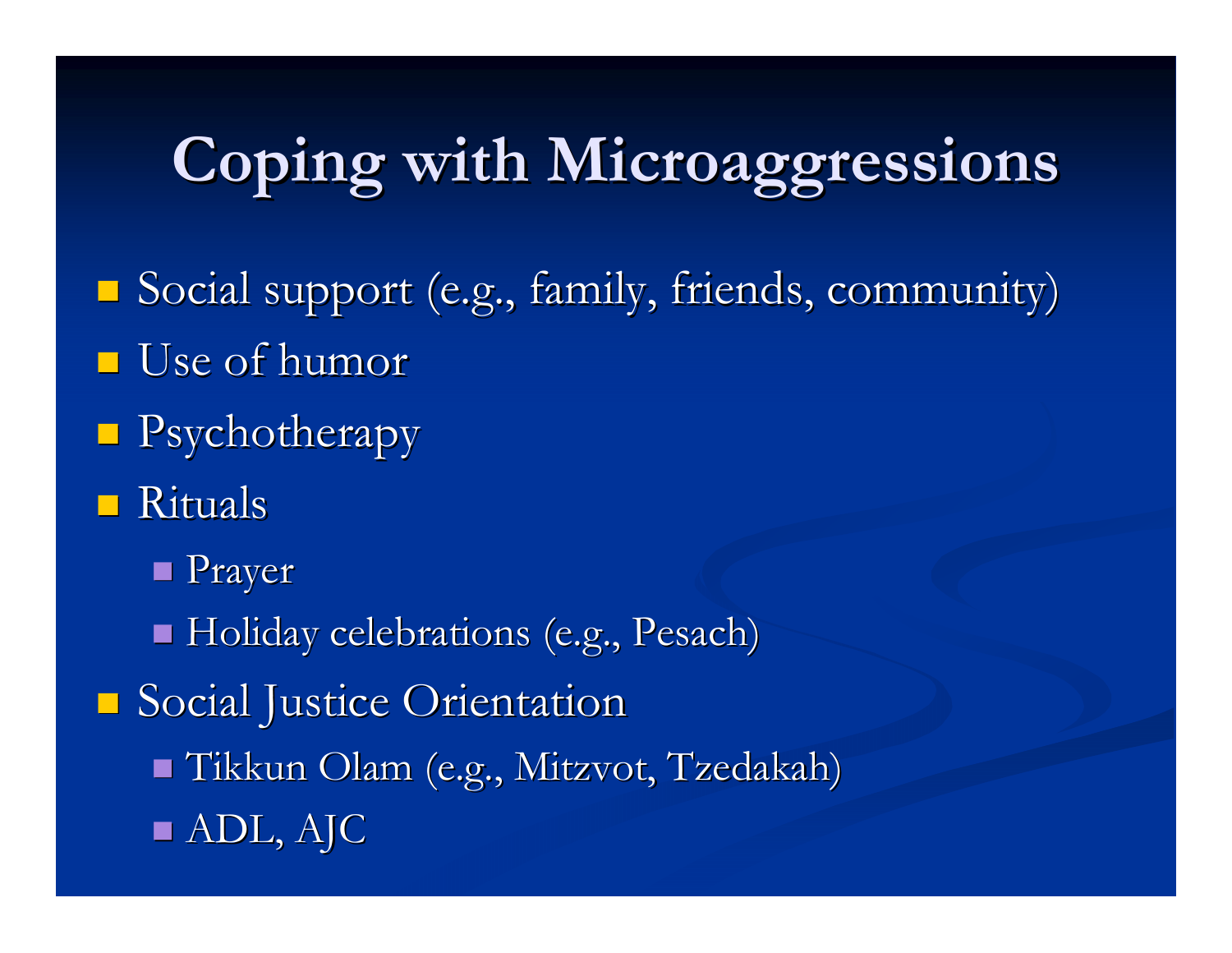# Coping with Microaggressions

- Social support (e.g., family, friends, community)
- Use of humor
- Psychotherapy
- Rituals
  - Prayer
  - Holiday celebrations (e.g., Pesach)
- Social Justice Orientation
  - Tikkun Olam (e.g., Mitzvot, Tzedakah)
  - ADL, AJC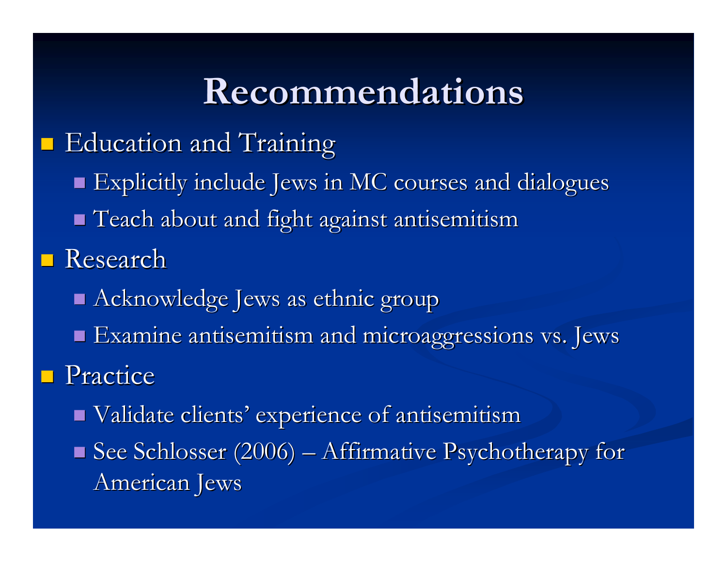# Recommendations

- Education and Training
  - Explicitly include Jews in MC courses and dialogues
  - Teach about and fight against antisemitism
- Research
  - Acknowledge Jews as ethnic group
  - Examine antisemitism and microaggressions vs. Jews
- Practice
  - Validate clients' experience of antisemitism
  - See Schlosser (2006) – Affirmative Psychotherapy for American Jews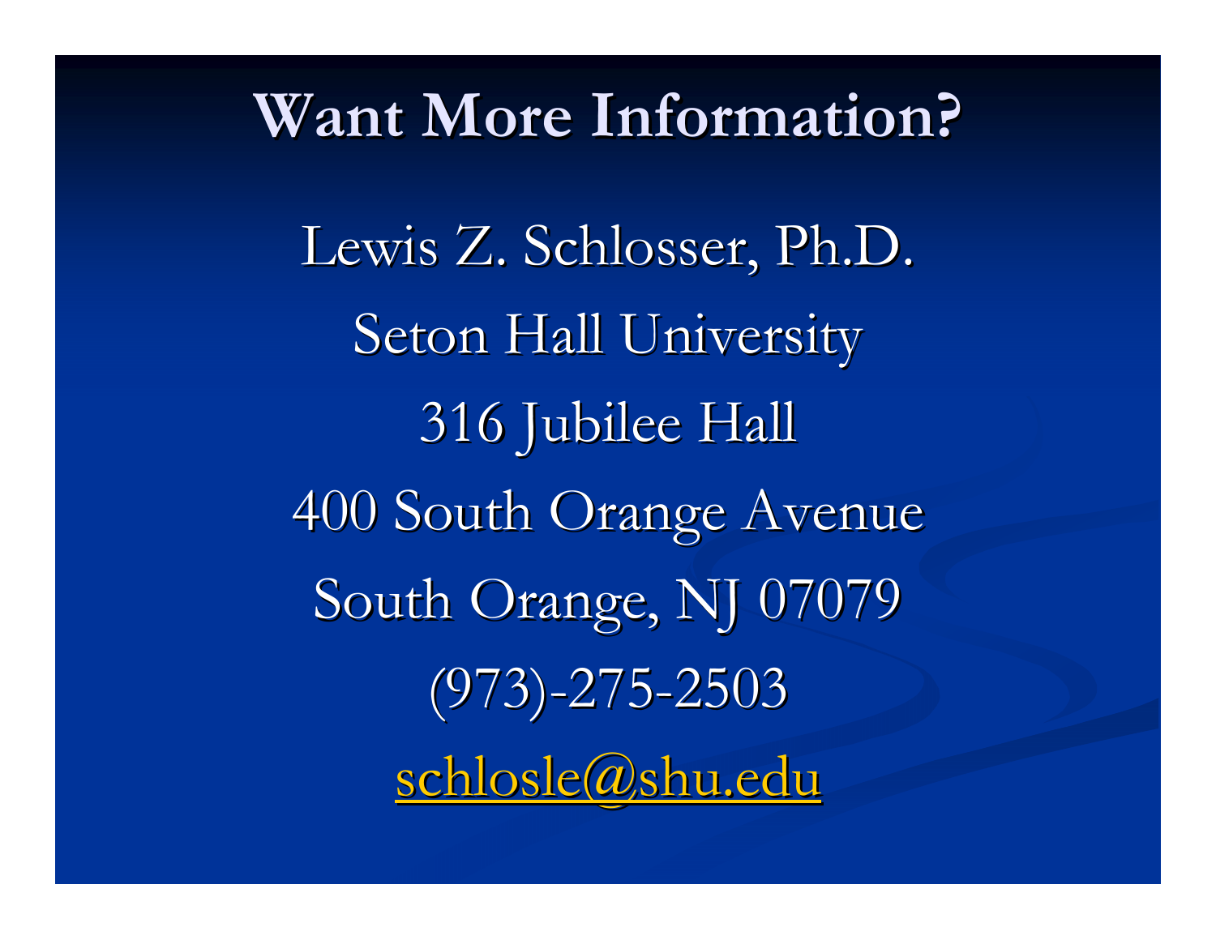# Want More Information?

Lewis Z. Schlosser, Ph.D.

Seton Hall University

316 Jubilee Hall

400 South Orange Avenue

South Orange, NJ 07079

(973)-275-2503

schlosle@shu.edu